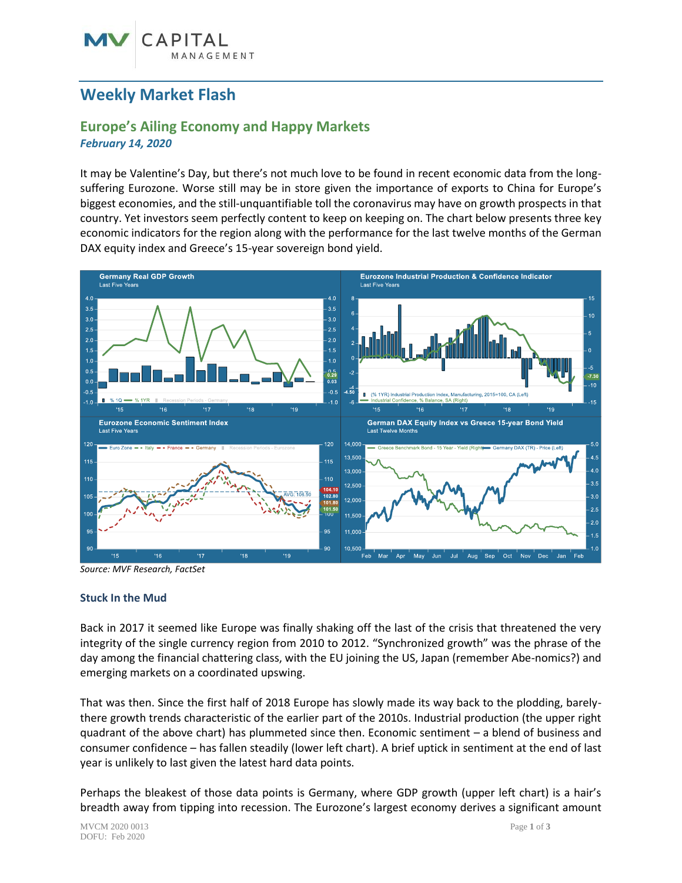# Weekly Market Flash

## Europe's Ailing Economy and Happy Markets

***February 14, 2020***

It may be Valentine's Day, but there's not much love to be found in recent economic data from the long-suffering Eurozone. Worse still may be in store given the importance of exports to China for Europe's biggest economies, and the still-unquantifiable toll the coronavirus may have on growth prospects in that country. Yet investors seem perfectly content to keep on keeping on. The chart below presents three key economic indicators for the region along with the performance for the last twelve months of the German DAX equity index and Greece's 15-year sovereign bond yield.

*Source: MVF Research, FactSet*

### Stuck In the Mud

Back in 2017 it seemed like Europe was finally shaking off the last of the crisis that threatened the very integrity of the single currency region from 2010 to 2012. "Synchronized growth" was the phrase of the day among the financial chattering class, with the EU joining the US, Japan (remember Abe-nomics?) and emerging markets on a coordinated upswing.

That was then. Since the first half of 2018 Europe has slowly made its way back to the plodding, barely-there growth trends characteristic of the earlier part of the 2010s. Industrial production (the upper right quadrant of the above chart) has plummeted since then. Economic sentiment – a blend of business and consumer confidence – has fallen steadily (lower left chart). A brief uptick in sentiment at the end of last year is unlikely to last given the latest hard data points.

Perhaps the bleakest of those data points is Germany, where GDP growth (upper left chart) is a hair's breadth away from tipping into recession. The Eurozone's largest economy derives a significant amount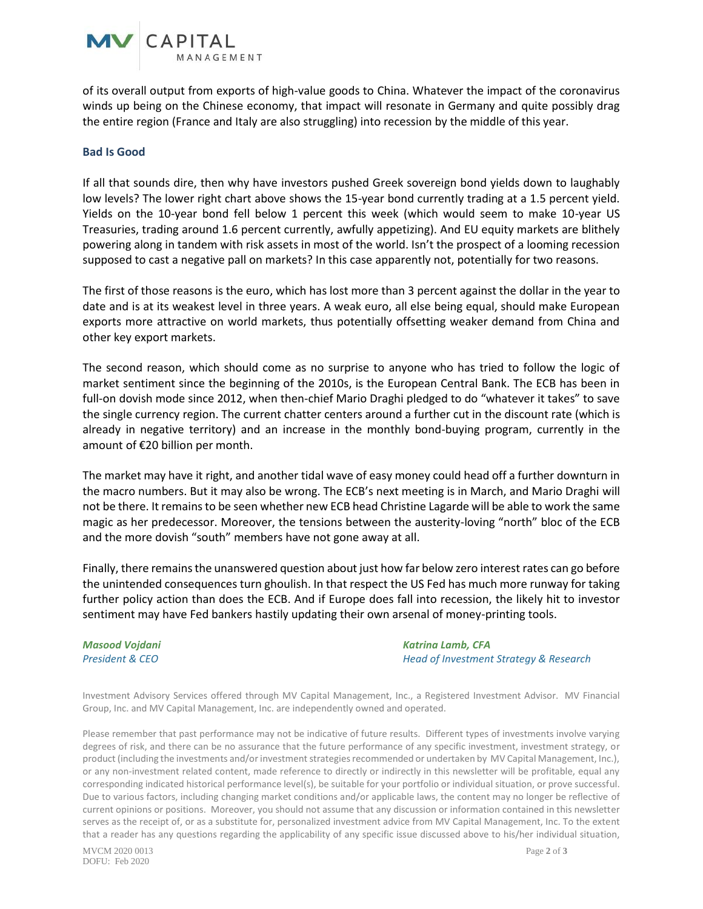of its overall output from exports of high-value goods to China. Whatever the impact of the coronavirus winds up being on the Chinese economy, that impact will resonate in Germany and quite possibly drag the entire region (France and Italy are also struggling) into recession by the middle of this year.

### Bad Is Good

If all that sounds dire, then why have investors pushed Greek sovereign bond yields down to laughably low levels? The lower right chart above shows the 15-year bond currently trading at a 1.5 percent yield. Yields on the 10-year bond fell below 1 percent this week (which would seem to make 10-year US Treasuries, trading around 1.6 percent currently, awfully appetizing). And EU equity markets are blithely powering along in tandem with risk assets in most of the world. Isn't the prospect of a looming recession supposed to cast a negative pall on markets? In this case apparently not, potentially for two reasons.

The first of those reasons is the euro, which has lost more than 3 percent against the dollar in the year to date and is at its weakest level in three years. A weak euro, all else being equal, should make European exports more attractive on world markets, thus potentially offsetting weaker demand from China and other key export markets.

The second reason, which should come as no surprise to anyone who has tried to follow the logic of market sentiment since the beginning of the 2010s, is the European Central Bank. The ECB has been in full-on dovish mode since 2012, when then-chief Mario Draghi pledged to do "whatever it takes" to save the single currency region. The current chatter centers around a further cut in the discount rate (which is already in negative territory) and an increase in the monthly bond-buying program, currently in the amount of €20 billion per month.

The market may have it right, and another tidal wave of easy money could head off a further downturn in the macro numbers. But it may also be wrong. The ECB's next meeting is in March, and Mario Draghi will not be there. It remains to be seen whether new ECB head Christine Lagarde will be able to work the same magic as her predecessor. Moreover, the tensions between the austerity-loving "north" bloc of the ECB and the more dovish "south" members have not gone away at all.

Finally, there remains the unanswered question about just how far below zero interest rates can go before the unintended consequences turn ghoulish. In that respect the US Fed has much more runway for taking further policy action than does the ECB. And if Europe does fall into recession, the likely hit to investor sentiment may have Fed bankers hastily updating their own arsenal of money-printing tools.

***Masood Vojdani***
*President & CEO*

***Katrina Lamb, CFA***
*Head of Investment Strategy & Research*

Investment Advisory Services offered through MV Capital Management, Inc., a Registered Investment Advisor. MV Financial Group, Inc. and MV Capital Management, Inc. are independently owned and operated.

Please remember that past performance may not be indicative of future results. Different types of investments involve varying degrees of risk, and there can be no assurance that the future performance of any specific investment, investment strategy, or product (including the investments and/or investment strategies recommended or undertaken by MV Capital Management, Inc.), or any non-investment related content, made reference to directly or indirectly in this newsletter will be profitable, equal any corresponding indicated historical performance level(s), be suitable for your portfolio or individual situation, or prove successful. Due to various factors, including changing market conditions and/or applicable laws, the content may no longer be reflective of current opinions or positions. Moreover, you should not assume that any discussion or information contained in this newsletter serves as the receipt of, or as a substitute for, personalized investment advice from MV Capital Management, Inc. To the extent that a reader has any questions regarding the applicability of any specific issue discussed above to his/her individual situation,

MVCM 2020 0013
DOFU: Feb 2020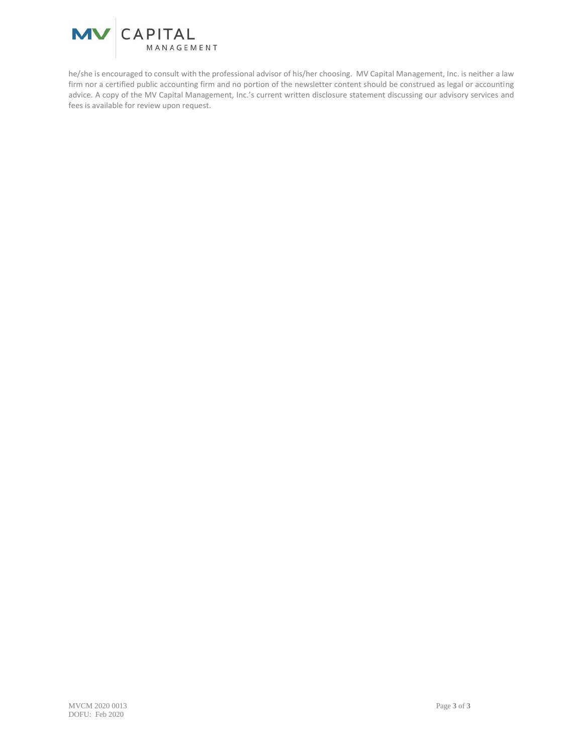he/she is encouraged to consult with the professional advisor of his/her choosing. MV Capital Management, Inc. is neither a law firm nor a certified public accounting firm and no portion of the newsletter content should be construed as legal or accounting advice. A copy of the MV Capital Management, Inc.'s current written disclosure statement discussing our advisory services and fees is available for review upon request.

MVCM 2020 0013
DOFU: Feb 2020